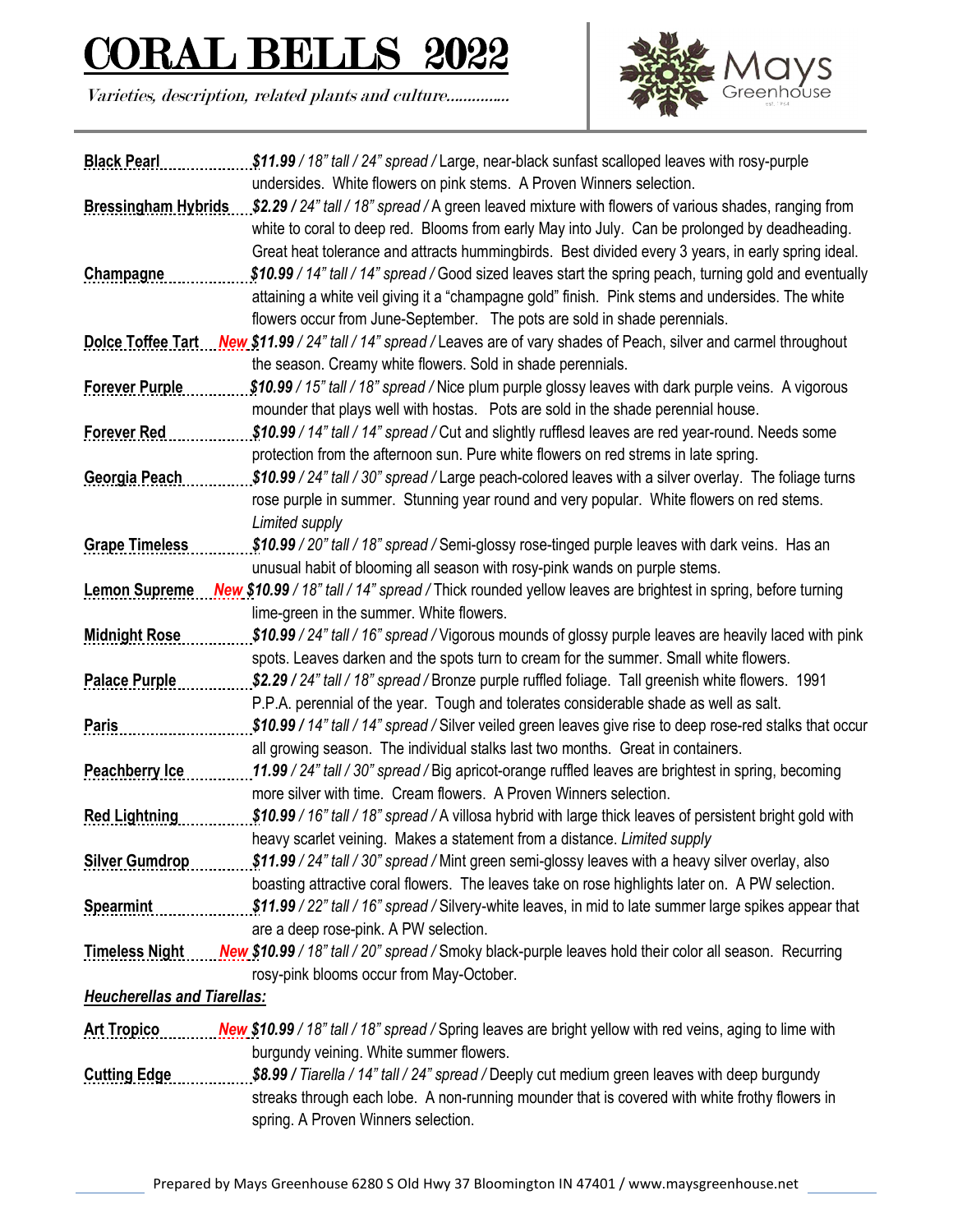# CORAL BELLS 2022

*Varieties, description, related plants and culture…………..*

Mays Greenhouse

**Black Pearl** ***$11.99*** */ 18" tall / 24" spread /* Large, near-black sunfast scalloped leaves with rosy-purple undersides. White flowers on pink stems. A Proven Winners selection.

**Bressingham Hybrids** ***$2.29 /*** *24" tall / 18" spread /* A green leaved mixture with flowers of various shades, ranging from white to coral to deep red. Blooms from early May into July. Can be prolonged by deadheading. Great heat tolerance and attracts hummingbirds. Best divided every 3 years, in early spring ideal.

**Champagne** ***$10.99*** */ 14" tall / 14" spread /* Good sized leaves start the spring peach, turning gold and eventually attaining a white veil giving it a "champagne gold" finish. Pink stems and undersides. The white flowers occur from June-September. The pots are sold in shade perennials.

**Dolce Toffee Tart** ***New*** ***$11.99*** */ 24" tall / 14" spread /* Leaves are of vary shades of Peach, silver and carmel throughout the season. Creamy white flowers. Sold in shade perennials.

**Forever Purple** ***$10.99*** */ 15" tall / 18" spread /* Nice plum purple glossy leaves with dark purple veins. A vigorous mounder that plays well with hostas. Pots are sold in the shade perennial house.

**Forever Red** ***$10.99*** */ 14" tall / 14" spread /* Cut and slightly rufflesd leaves are red year-round. Needs some protection from the afternoon sun. Pure white flowers on red strems in late spring.

**Georgia Peach** ***$10.99*** */ 24" tall / 30" spread /* Large peach-colored leaves with a silver overlay. The foliage turns rose purple in summer. Stunning year round and very popular. White flowers on red stems. *Limited supply*

**Grape Timeless** ***$10.99*** */ 20" tall / 18" spread /* Semi-glossy rose-tinged purple leaves with dark veins. Has an unusual habit of blooming all season with rosy-pink wands on purple stems.

**Lemon Supreme** ***New*** ***$10.99*** */ 18" tall / 14" spread /* Thick rounded yellow leaves are brightest in spring, before turning lime-green in the summer. White flowers.

**Midnight Rose** ***$10.99*** */ 24" tall / 16" spread /* Vigorous mounds of glossy purple leaves are heavily laced with pink spots. Leaves darken and the spots turn to cream for the summer. Small white flowers.

**Palace Purple** ***$2.29 /*** *24" tall / 18" spread /* Bronze purple ruffled foliage. Tall greenish white flowers. 1991 P.P.A. perennial of the year. Tough and tolerates considerable shade as well as salt.

**Paris** ***$10.99 /*** *14" tall / 14" spread /* Silver veiled green leaves give rise to deep rose-red stalks that occur all growing season. The individual stalks last two months. Great in containers.

**Peachberry Ice** ***11.99*** */ 24" tall / 30" spread /* Big apricot-orange ruffled leaves are brightest in spring, becoming more silver with time. Cream flowers. A Proven Winners selection.

**Red Lightning** ***$10.99*** */ 16" tall / 18" spread /* A villosa hybrid with large thick leaves of persistent bright gold with heavy scarlet veining. Makes a statement from a distance. *Limited supply*

**Silver Gumdrop** ***$11.99*** */ 24" tall / 30" spread /* Mint green semi-glossy leaves with a heavy silver overlay, also boasting attractive coral flowers. The leaves take on rose highlights later on. A PW selection.

**Spearmint** ***$11.99*** */ 22" tall / 16" spread /* Silvery-white leaves, in mid to late summer large spikes appear that are a deep rose-pink. A PW selection.

**Timeless Night** ***New*** ***$10.99*** */ 18" tall / 20" spread /* Smoky black-purple leaves hold their color all season. Recurring rosy-pink blooms occur from May-October.

***Heucherellas and Tiarellas:***

**Art Tropico** ***New*** ***$10.99*** */ 18" tall / 18" spread /* Spring leaves are bright yellow with red veins, aging to lime with burgundy veining. White summer flowers.

**Cutting Edge** ***$8.99 /*** *Tiarella / 14" tall / 24" spread /* Deeply cut medium green leaves with deep burgundy streaks through each lobe. A non-running mounder that is covered with white frothy flowers in spring. A Proven Winners selection.

Prepared by Mays Greenhouse 6280 S Old Hwy 37 Bloomington IN 47401 / www.maysgreenhouse.net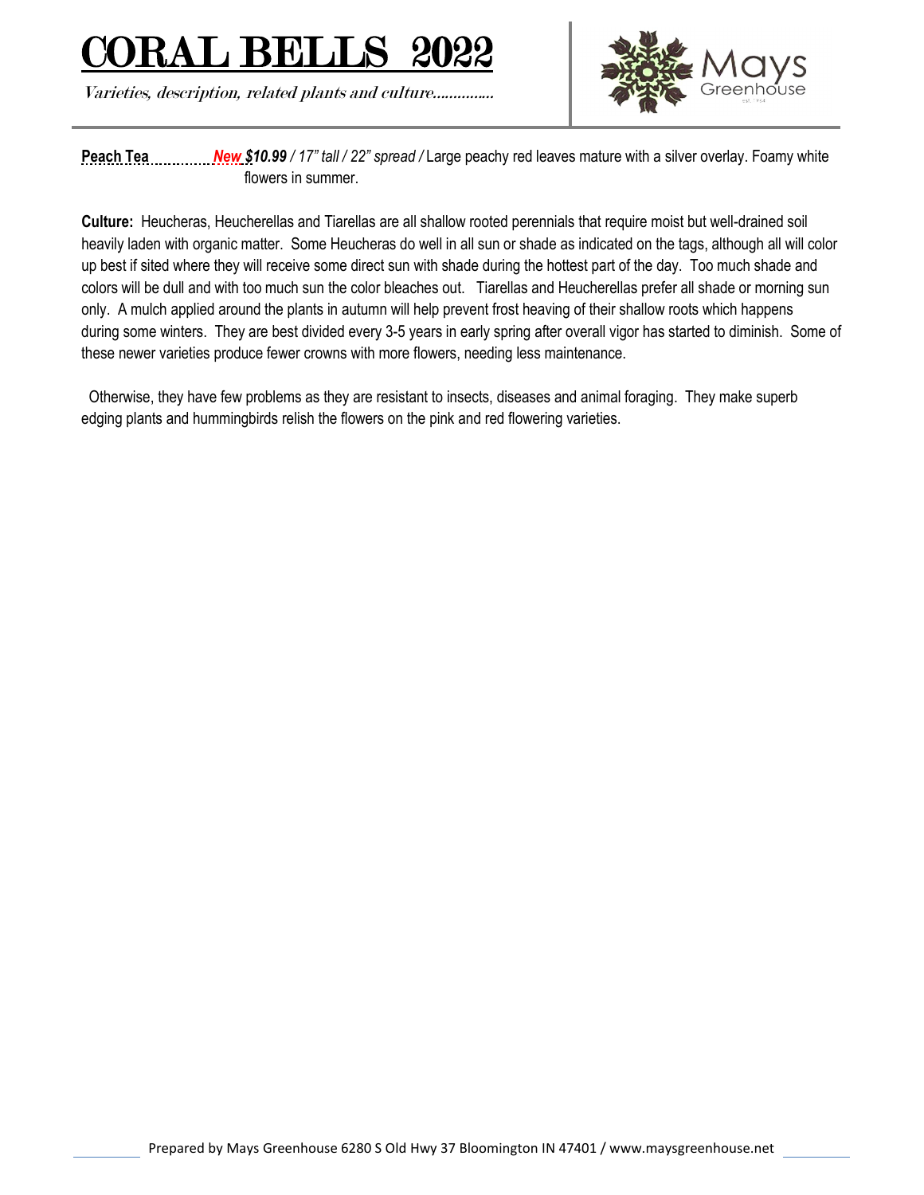# CORAL BELLS 2022

*Varieties, description, related plants and culture…………..*

**Peach Tea** ………….. ***New*** ***$10.99*** */ 17" tall / 22" spread /* Large peachy red leaves mature with a silver overlay. Foamy white flowers in summer.

**Culture:** Heucheras, Heucherellas and Tiarellas are all shallow rooted perennials that require moist but well-drained soil heavily laden with organic matter. Some Heucheras do well in all sun or shade as indicated on the tags, although all will color up best if sited where they will receive some direct sun with shade during the hottest part of the day. Too much shade and colors will be dull and with too much sun the color bleaches out. Tiarellas and Heucherellas prefer all shade or morning sun only. A mulch applied around the plants in autumn will help prevent frost heaving of their shallow roots which happens during some winters. They are best divided every 3-5 years in early spring after overall vigor has started to diminish. Some of these newer varieties produce fewer crowns with more flowers, needing less maintenance.

Otherwise, they have few problems as they are resistant to insects, diseases and animal foraging. They make superb edging plants and hummingbirds relish the flowers on the pink and red flowering varieties.

Prepared by Mays Greenhouse 6280 S Old Hwy 37 Bloomington IN 47401 / www.maysgreenhouse.net